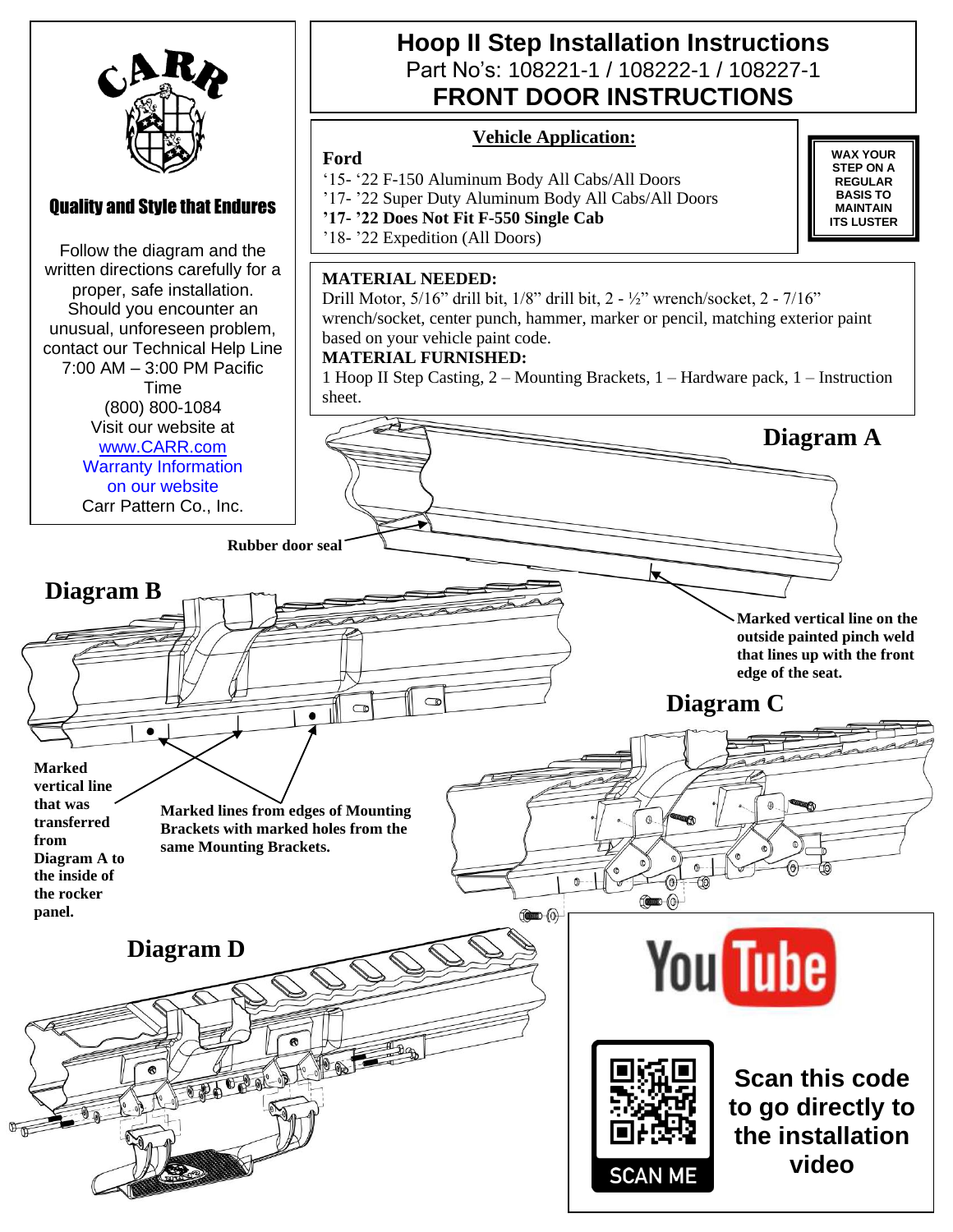# Hoop II Step Installation Instructions

Part No's: 108221-1 / 108222-1 / 108227-1

## FRONT DOOR INSTRUCTIONS

CARR

**Quality and Style that Endures**

Follow the diagram and the written directions carefully for a proper, safe installation. Should you encounter an unusual, unforeseen problem, contact our Technical Help Line 7:00 AM – 3:00 PM Pacific Time
(800) 800-1084
Visit our website at
www.CARR.com
Warranty Information on our website
Carr Pattern Co., Inc.

### Vehicle Application:

**Ford**
'15- '22 F-150 Aluminum Body All Cabs/All Doors
'17- '22 Super Duty Aluminum Body All Cabs/All Doors
**'17- '22 Does Not Fit F-550 Single Cab**
'18- '22 Expedition (All Doors)

**WAX YOUR STEP ON A REGULAR BASIS TO MAINTAIN ITS LUSTER**

**MATERIAL NEEDED:**
Drill Motor, 5/16" drill bit, 1/8" drill bit, 2 - ½" wrench/socket, 2 - 7/16" wrench/socket, center punch, hammer, marker or pencil, matching exterior paint based on your vehicle paint code.

**MATERIAL FURNISHED:**
1 Hoop II Step Casting, 2 – Mounting Brackets, 1 – Hardware pack, 1 – Instruction sheet.

**Diagram A**

**Rubber door seal**

**Marked vertical line on the outside painted pinch weld that lines up with the front edge of the seat.**

**Diagram B**

**Marked vertical line that was transferred from Diagram A to the inside of the rocker panel.**

**Marked lines from edges of Mounting Brackets with marked holes from the same Mounting Brackets.**

**Diagram C**

**Diagram D**

YouTube

SCAN ME

**Scan this code to go directly to the installation video**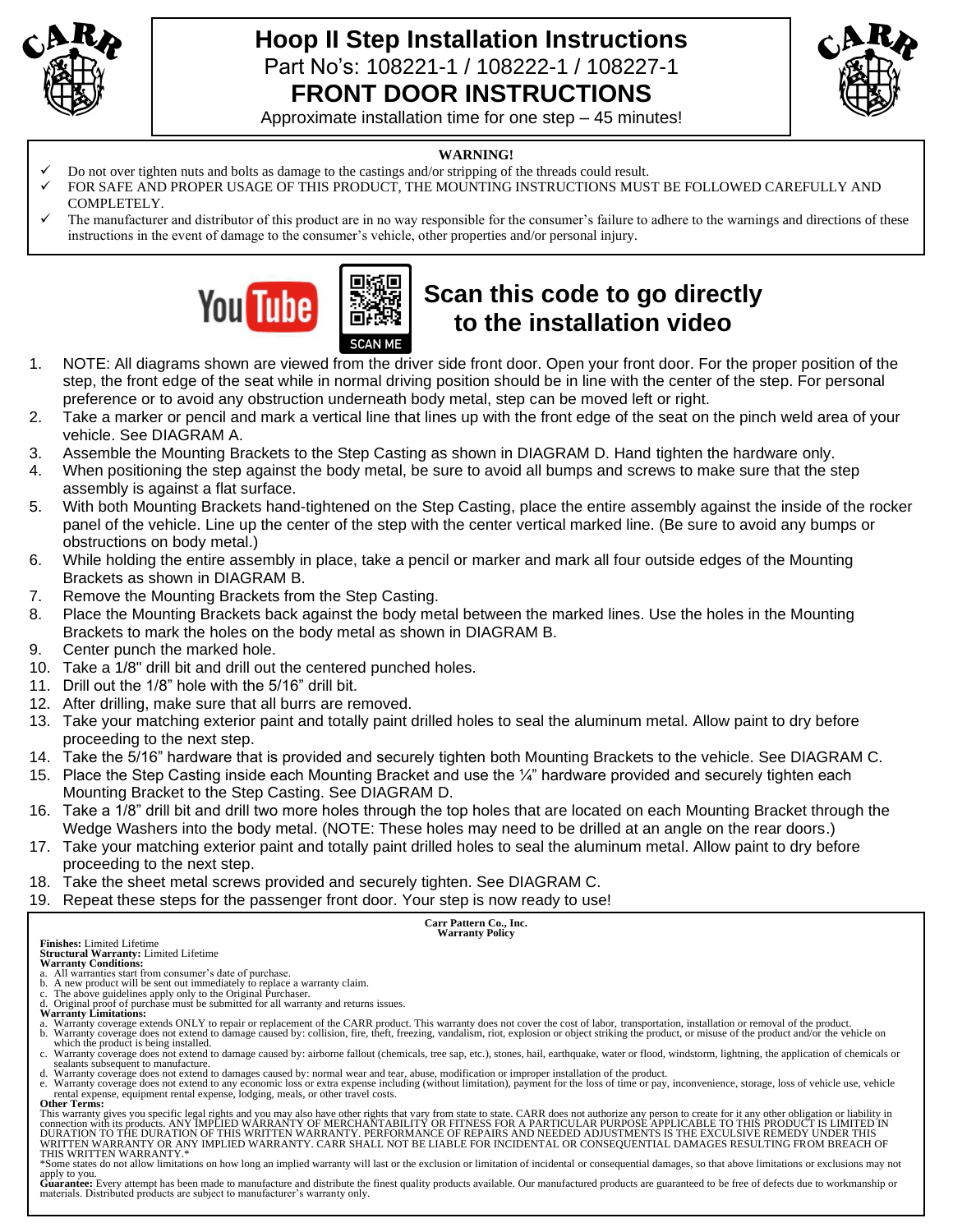# Hoop II Step Installation Instructions

Part No's: 108221-1 / 108222-1 / 108227-1

## FRONT DOOR INSTRUCTIONS

Approximate installation time for one step – 45 minutes!

**WARNING!**

- ✓ Do not over tighten nuts and bolts as damage to the castings and/or stripping of the threads could result.
- ✓ FOR SAFE AND PROPER USAGE OF THIS PRODUCT, THE MOUNTING INSTRUCTIONS MUST BE FOLLOWED CAREFULLY AND COMPLETELY.
- ✓ The manufacturer and distributor of this product are in no way responsible for the consumer's failure to adhere to the warnings and directions of these instructions in the event of damage to the consumer's vehicle, other properties and/or personal injury.

SCAN ME

**Scan this code to go directly to the installation video**

1. NOTE: All diagrams shown are viewed from the driver side front door. Open your front door. For the proper position of the step, the front edge of the seat while in normal driving position should be in line with the center of the step. For personal preference or to avoid any obstruction underneath body metal, step can be moved left or right.
2. Take a marker or pencil and mark a vertical line that lines up with the front edge of the seat on the pinch weld area of your vehicle. See DIAGRAM A.
3. Assemble the Mounting Brackets to the Step Casting as shown in DIAGRAM D. Hand tighten the hardware only.
4. When positioning the step against the body metal, be sure to avoid all bumps and screws to make sure that the step assembly is against a flat surface.
5. With both Mounting Brackets hand-tightened on the Step Casting, place the entire assembly against the inside of the rocker panel of the vehicle. Line up the center of the step with the center vertical marked line. (Be sure to avoid any bumps or obstructions on body metal.)
6. While holding the entire assembly in place, take a pencil or marker and mark all four outside edges of the Mounting Brackets as shown in DIAGRAM B.
7. Remove the Mounting Brackets from the Step Casting.
8. Place the Mounting Brackets back against the body metal between the marked lines. Use the holes in the Mounting Brackets to mark the holes on the body metal as shown in DIAGRAM B.
9. Center punch the marked hole.
10. Take a 1/8" drill bit and drill out the centered punched holes.
11. Drill out the 1/8" hole with the 5/16" drill bit.
12. After drilling, make sure that all burrs are removed.
13. Take your matching exterior paint and totally paint drilled holes to seal the aluminum metal. Allow paint to dry before proceeding to the next step.
14. Take the 5/16" hardware that is provided and securely tighten both Mounting Brackets to the vehicle. See DIAGRAM C.
15. Place the Step Casting inside each Mounting Bracket and use the ¼" hardware provided and securely tighten each Mounting Bracket to the Step Casting. See DIAGRAM D.
16. Take a 1/8" drill bit and drill two more holes through the top holes that are located on each Mounting Bracket through the Wedge Washers into the body metal. (NOTE: These holes may need to be drilled at an angle on the rear doors.)
17. Take your matching exterior paint and totally paint drilled holes to seal the aluminum metal. Allow paint to dry before proceeding to the next step.
18. Take the sheet metal screws provided and securely tighten. See DIAGRAM C.
19. Repeat these steps for the passenger front door. Your step is now ready to use!

**Carr Pattern Co., Inc.**
**Warranty Policy**

**Finishes:** Limited Lifetime
**Structural Warranty:** Limited Lifetime
**Warranty Conditions:**

a. All warranties start from consumer's date of purchase.
b. A new product will be sent out immediately to replace a warranty claim.
c. The above guidelines apply only to the Original Purchaser.
d. Original proof of purchase must be submitted for all warranty and returns issues.

**Warranty Limitations:**

a. Warranty coverage extends ONLY to repair or replacement of the CARR product. This warranty does not cover the cost of labor, transportation, installation or removal of the product.
b. Warranty coverage does not extend to damage caused by: collision, fire, theft, freezing, vandalism, riot, explosion or object striking the product, or misuse of the product and/or the vehicle on which the product is being installed.
c. Warranty coverage does not extend to damage caused by: airborne fallout (chemicals, tree sap, etc.), stones, hail, earthquake, water or flood, windstorm, lightning, the application of chemicals or sealants subsequent to manufacture.
d. Warranty coverage does not extend to damages caused by: normal wear and tear, abuse, modification or improper installation of the product.
e. Warranty coverage does not extend to any economic loss or extra expense including (without limitation), payment for the loss of time or pay, inconvenience, storage, loss of vehicle use, vehicle rental expense, equipment rental expense, lodging, meals, or other travel costs.

**Other Terms:**

This warranty gives you specific legal rights and you may also have other rights that vary from state to state. CARR does not authorize any person to create for it any other obligation or liability in connection with its products. ANY IMPLIED WARRANTY OF MERCHANTABILITY OR FITNESS FOR A PARTICULAR PURPOSE APPLICABLE TO THIS PRODUCT IS LIMITED IN DURATION TO THE DURATION OF THIS WRITTEN WARRANTY. PERFORMANCE OF REPAIRS AND NEEDED ADJUSTMENTS IS THE EXCULSIVE REMEDY UNDER THIS WRITTEN WARRANTY OR ANY IMPLIED WARRANTY. CARR SHALL NOT BE LIABLE FOR INCIDENTAL OR CONSEQUENTIAL DAMAGES RESULTING FROM BREACH OF THIS WRITTEN WARRANTY.*

*Some states do not allow limitations on how long an implied warranty will last or the exclusion or limitation of incidental or consequential damages, so that above limitations or exclusions may not apply to you.

**Guarantee:** Every attempt has been made to manufacture and distribute the finest quality products available. Our manufactured products are guaranteed to be free of defects due to workmanship or materials. Distributed products are subject to manufacturer's warranty only.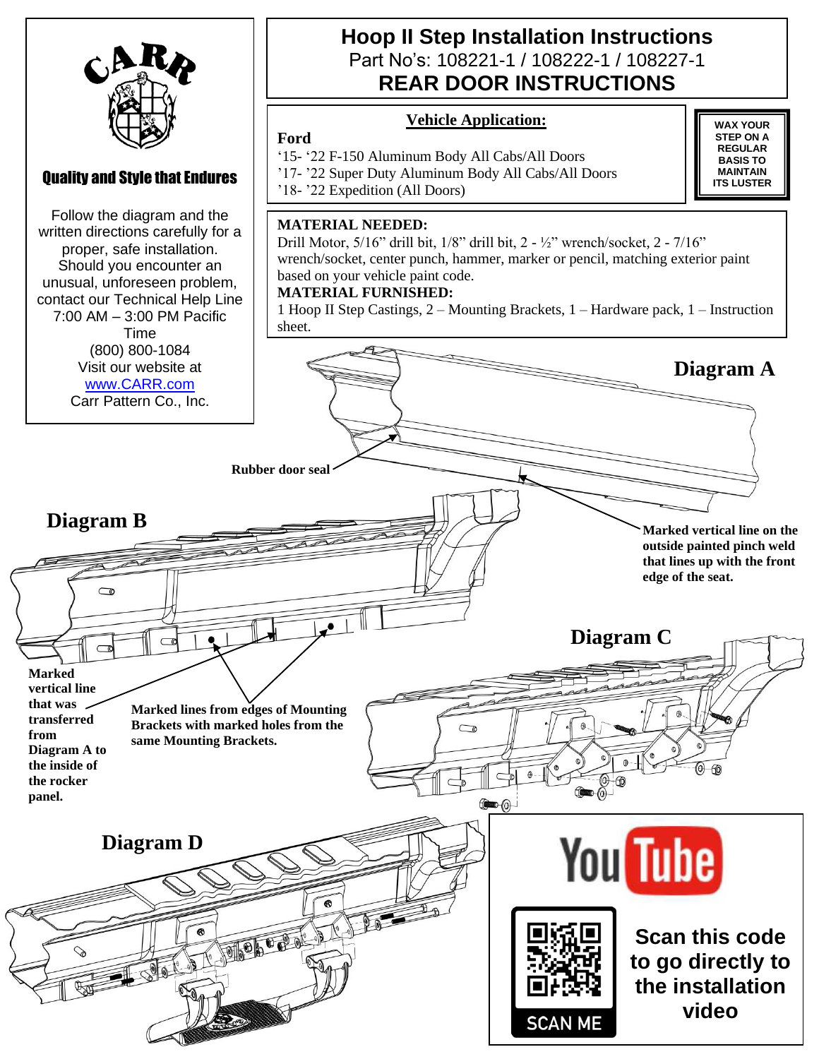# Hoop II Step Installation Instructions

Part No's: 108221-1 / 108222-1 / 108227-1

## REAR DOOR INSTRUCTIONS

CARR

Quality and Style that Endures

Follow the diagram and the written directions carefully for a proper, safe installation. Should you encounter an unusual, unforeseen problem, contact our Technical Help Line 7:00 AM – 3:00 PM Pacific Time
(800) 800-1084
Visit our website at
[www.CARR.com](http://www.CARR.com)
Carr Pattern Co., Inc.

### Vehicle Application:

**Ford**

'15- '22 F-150 Aluminum Body All Cabs/All Doors
'17- '22 Super Duty Aluminum Body All Cabs/All Doors
'18- '22 Expedition (All Doors)

**WAX YOUR STEP ON A REGULAR BASIS TO MAINTAIN ITS LUSTER**

**MATERIAL NEEDED:**
Drill Motor, 5/16" drill bit, 1/8" drill bit, 2 - ½" wrench/socket, 2 - 7/16" wrench/socket, center punch, hammer, marker or pencil, matching exterior paint based on your vehicle paint code.

**MATERIAL FURNISHED:**
1 Hoop II Step Castings, 2 – Mounting Brackets, 1 – Hardware pack, 1 – Instruction sheet.

**Diagram A**

**Rubber door seal**

**Marked vertical line on the outside painted pinch weld that lines up with the front edge of the seat.**

**Diagram B**

**Marked vertical line that was transferred from Diagram A to the inside of the rocker panel.**

**Marked lines from edges of Mounting Brackets with marked holes from the same Mounting Brackets.**

**Diagram C**

**Diagram D**

YouTube

Scan this code to go directly to the installation video

SCAN ME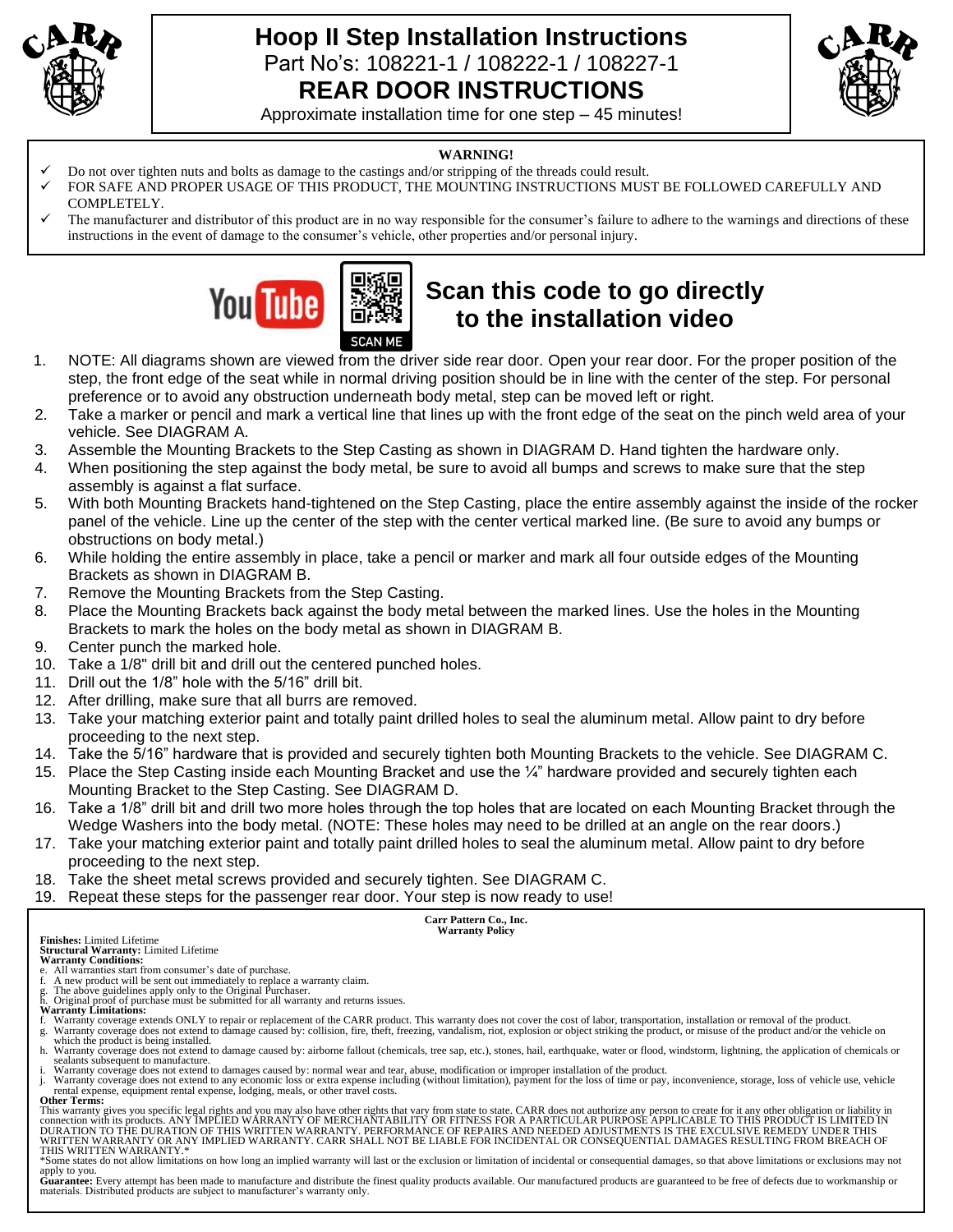# Hoop II Step Installation Instructions

Part No's: 108221-1 / 108222-1 / 108227-1

## REAR DOOR INSTRUCTIONS

Approximate installation time for one step – 45 minutes!

**WARNING!**

- ✓ Do not over tighten nuts and bolts as damage to the castings and/or stripping of the threads could result.
- ✓ FOR SAFE AND PROPER USAGE OF THIS PRODUCT, THE MOUNTING INSTRUCTIONS MUST BE FOLLOWED CAREFULLY AND COMPLETELY.
- ✓ The manufacturer and distributor of this product are in no way responsible for the consumer's failure to adhere to the warnings and directions of these instructions in the event of damage to the consumer's vehicle, other properties and/or personal injury.

YouTube SCAN ME

**Scan this code to go directly to the installation video**

1. NOTE: All diagrams shown are viewed from the driver side rear door. Open your rear door. For the proper position of the step, the front edge of the seat while in normal driving position should be in line with the center of the step. For personal preference or to avoid any obstruction underneath body metal, step can be moved left or right.
2. Take a marker or pencil and mark a vertical line that lines up with the front edge of the seat on the pinch weld area of your vehicle. See DIAGRAM A.
3. Assemble the Mounting Brackets to the Step Casting as shown in DIAGRAM D. Hand tighten the hardware only.
4. When positioning the step against the body metal, be sure to avoid all bumps and screws to make sure that the step assembly is against a flat surface.
5. With both Mounting Brackets hand-tightened on the Step Casting, place the entire assembly against the inside of the rocker panel of the vehicle. Line up the center of the step with the center vertical marked line. (Be sure to avoid any bumps or obstructions on body metal.)
6. While holding the entire assembly in place, take a pencil or marker and mark all four outside edges of the Mounting Brackets as shown in DIAGRAM B.
7. Remove the Mounting Brackets from the Step Casting.
8. Place the Mounting Brackets back against the body metal between the marked lines. Use the holes in the Mounting Brackets to mark the holes on the body metal as shown in DIAGRAM B.
9. Center punch the marked hole.
10. Take a 1/8" drill bit and drill out the centered punched holes.
11. Drill out the 1/8" hole with the 5/16" drill bit.
12. After drilling, make sure that all burrs are removed.
13. Take your matching exterior paint and totally paint drilled holes to seal the aluminum metal. Allow paint to dry before proceeding to the next step.
14. Take the 5/16" hardware that is provided and securely tighten both Mounting Brackets to the vehicle. See DIAGRAM C.
15. Place the Step Casting inside each Mounting Bracket and use the ¼" hardware provided and securely tighten each Mounting Bracket to the Step Casting. See DIAGRAM D.
16. Take a 1/8" drill bit and drill two more holes through the top holes that are located on each Mounting Bracket through the Wedge Washers into the body metal. (NOTE: These holes may need to be drilled at an angle on the rear doors.)
17. Take your matching exterior paint and totally paint drilled holes to seal the aluminum metal. Allow paint to dry before proceeding to the next step.
18. Take the sheet metal screws provided and securely tighten. See DIAGRAM C.
19. Repeat these steps for the passenger rear door. Your step is now ready to use!

**Carr Pattern Co., Inc.**
**Warranty Policy**

**Finishes:** Limited Lifetime
**Structural Warranty:** Limited Lifetime
**Warranty Conditions:**

e. All warranties start from consumer's date of purchase.
f. A new product will be sent out immediately to replace a warranty claim.
g. The above guidelines apply only to the Original Purchaser.
h. Original proof of purchase must be submitted for all warranty and returns issues.

**Warranty Limitations:**

f. Warranty coverage extends ONLY to repair or replacement of the CARR product. This warranty does not cover the cost of labor, transportation, installation or removal of the product.
g. Warranty coverage does not extend to damage caused by: collision, fire, theft, freezing, vandalism, riot, explosion or object striking the product, or misuse of the product and/or the vehicle on which the product is being installed.
h. Warranty coverage does not extend to damage caused by: airborne fallout (chemicals, tree sap, etc.), stones, hail, earthquake, water or flood, windstorm, lightning, the application of chemicals or sealants subsequent to manufacture.
i. Warranty coverage does not extend to damages caused by: normal wear and tear, abuse, modification or improper installation of the product.
j. Warranty coverage does not extend to any economic loss or extra expense including (without limitation), payment for the loss of time or pay, inconvenience, storage, loss of vehicle use, vehicle rental expense, equipment rental expense, lodging, meals, or other travel costs.

**Other Terms:**

This warranty gives you specific legal rights and you may also have other rights that vary from state to state. CARR does not authorize any person to create for it any other obligation or liability in connection with its products. ANY IMPLIED WARRANTY OF MERCHANTABILITY OR FITNESS FOR A PARTICULAR PURPOSE APPLICABLE TO THIS PRODUCT IS LIMITED IN DURATION TO THE DURATION OF THIS WRITTEN WARRANTY. PERFORMANCE OF REPAIRS AND NEEDED ADJUSTMENTS IS THE EXCULSIVE REMEDY UNDER THIS WRITTEN WARRANTY OR ANY IMPLIED WARRANTY. CARR SHALL NOT BE LIABLE FOR INCIDENTAL OR CONSEQUENTIAL DAMAGES RESULTING FROM BREACH OF THIS WRITTEN WARRANTY.*

*Some states do not allow limitations on how long an implied warranty will last or the exclusion or limitation of incidental or consequential damages, so that above limitations or exclusions may not apply to you.

**Guarantee:** Every attempt has been made to manufacture and distribute the finest quality products available. Our manufactured products are guaranteed to be free of defects due to workmanship or materials. Distributed products are subject to manufacturer's warranty only.